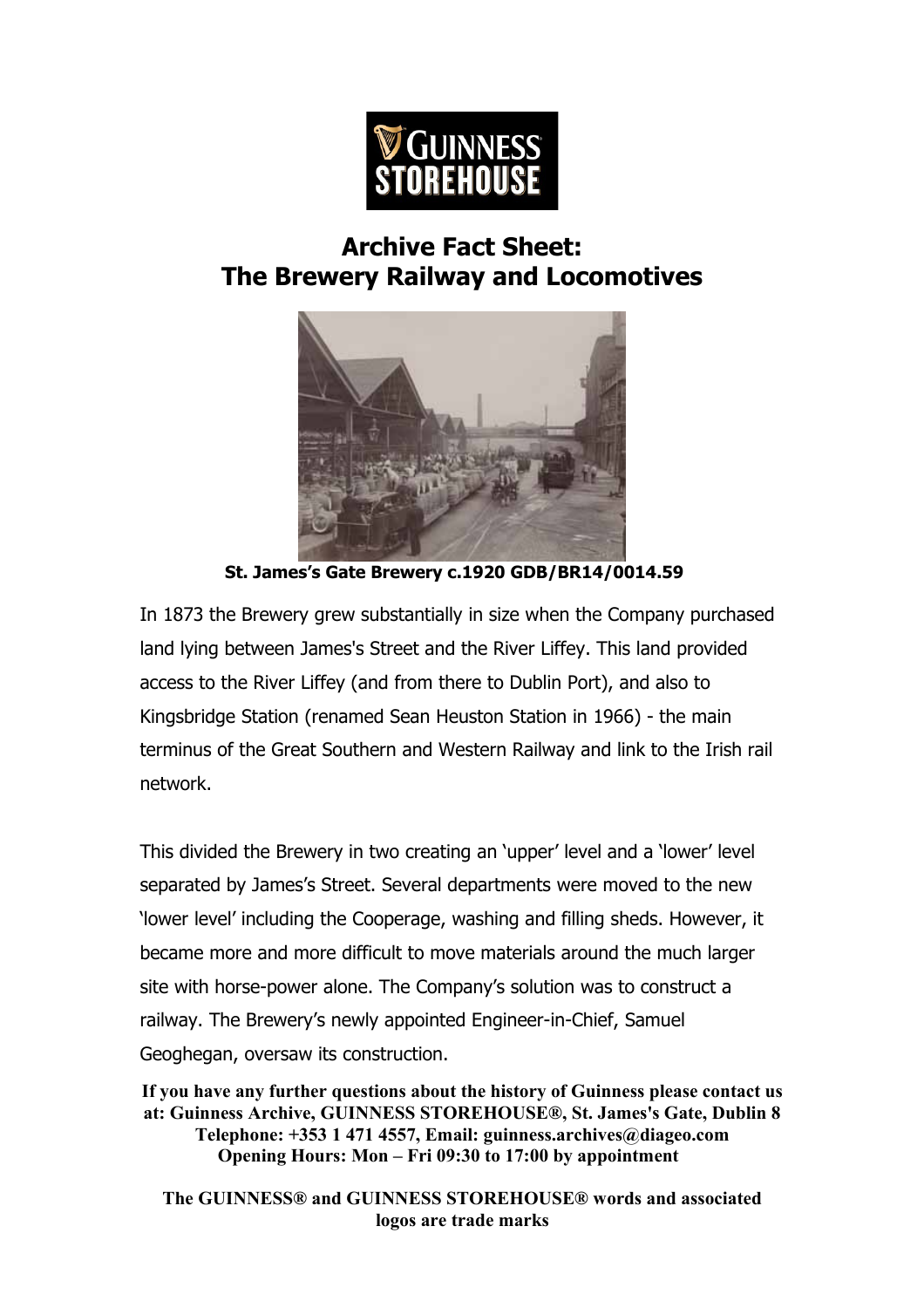# Archive Fact Sheet: The Brewery Railway and Locomotives

**St. James's Gate Brewery c.1920 GDB/BR14/0014.59**

In 1873 the Brewery grew substantially in size when the Company purchased land lying between James's Street and the River Liffey. This land provided access to the River Liffey (and from there to Dublin Port), and also to Kingsbridge Station (renamed Sean Heuston Station in 1966) - the main terminus of the Great Southern and Western Railway and link to the Irish rail network.

This divided the Brewery in two creating an 'upper' level and a 'lower' level separated by James's Street. Several departments were moved to the new 'lower level' including the Cooperage, washing and filling sheds. However, it became more and more difficult to move materials around the much larger site with horse-power alone. The Company's solution was to construct a railway. The Brewery's newly appointed Engineer-in-Chief, Samuel Geoghegan, oversaw its construction.

**If you have any further questions about the history of Guinness please contact us at: Guinness Archive, GUINNESS STOREHOUSE®, St. James's Gate, Dublin 8**
**Telephone: +353 1 471 4557, Email: guinness.archives@diageo.com**
**Opening Hours: Mon – Fri 09:30 to 17:00 by appointment**

**The GUINNESS® and GUINNESS STOREHOUSE® words and associated logos are trade marks**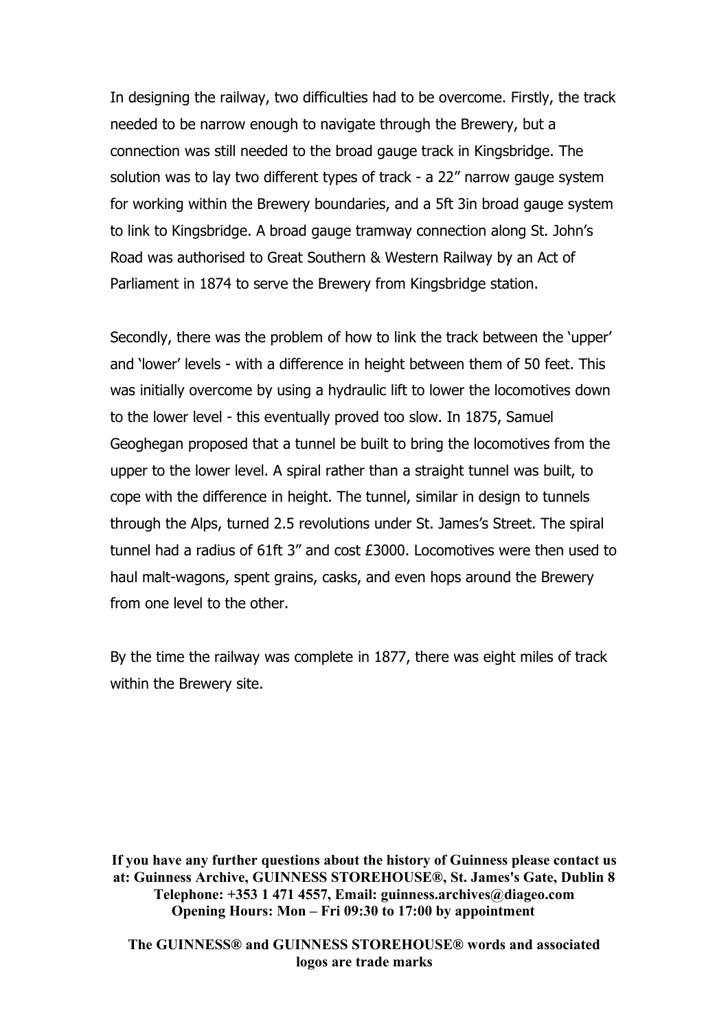In designing the railway, two difficulties had to be overcome. Firstly, the track needed to be narrow enough to navigate through the Brewery, but a connection was still needed to the broad gauge track in Kingsbridge. The solution was to lay two different types of track - a 22" narrow gauge system for working within the Brewery boundaries, and a 5ft 3in broad gauge system to link to Kingsbridge. A broad gauge tramway connection along St. John's Road was authorised to Great Southern & Western Railway by an Act of Parliament in 1874 to serve the Brewery from Kingsbridge station.

Secondly, there was the problem of how to link the track between the 'upper' and 'lower' levels - with a difference in height between them of 50 feet. This was initially overcome by using a hydraulic lift to lower the locomotives down to the lower level - this eventually proved too slow. In 1875, Samuel Geoghegan proposed that a tunnel be built to bring the locomotives from the upper to the lower level. A spiral rather than a straight tunnel was built, to cope with the difference in height. The tunnel, similar in design to tunnels through the Alps, turned 2.5 revolutions under St. James's Street. The spiral tunnel had a radius of 61ft 3" and cost £3000. Locomotives were then used to haul malt-wagons, spent grains, casks, and even hops around the Brewery from one level to the other.

By the time the railway was complete in 1877, there was eight miles of track within the Brewery site.

**If you have any further questions about the history of Guinness please contact us at: Guinness Archive, GUINNESS STOREHOUSE®, St. James's Gate, Dublin 8 Telephone: +353 1 471 4557, Email: guinness.archives@diageo.com Opening Hours: Mon – Fri 09:30 to 17:00 by appointment**

**The GUINNESS® and GUINNESS STOREHOUSE® words and associated logos are trade marks**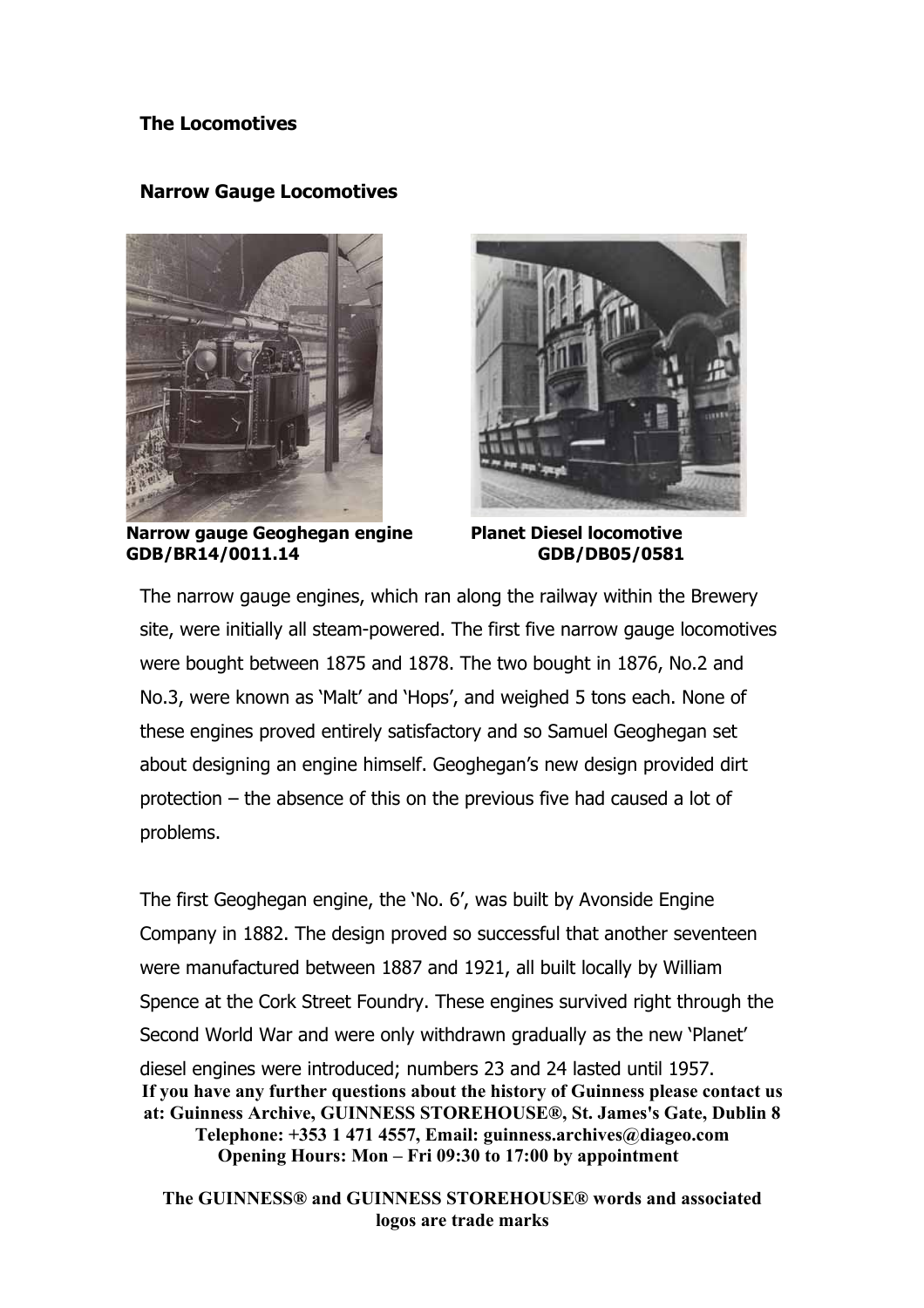## The Locomotives

### Narrow Gauge Locomotives

**Narrow gauge Geoghegan engine**
**GDB/BR14/0011.14**

**Planet Diesel locomotive**
**GDB/DB05/0581**

The narrow gauge engines, which ran along the railway within the Brewery site, were initially all steam-powered. The first five narrow gauge locomotives were bought between 1875 and 1878. The two bought in 1876, No.2 and No.3, were known as 'Malt' and 'Hops', and weighed 5 tons each. None of these engines proved entirely satisfactory and so Samuel Geoghegan set about designing an engine himself. Geoghegan's new design provided dirt protection – the absence of this on the previous five had caused a lot of problems.

The first Geoghegan engine, the 'No. 6', was built by Avonside Engine Company in 1882. The design proved so successful that another seventeen were manufactured between 1887 and 1921, all built locally by William Spence at the Cork Street Foundry. These engines survived right through the Second World War and were only withdrawn gradually as the new 'Planet' diesel engines were introduced; numbers 23 and 24 lasted until 1957.

**If you have any further questions about the history of Guinness please contact us at: Guinness Archive, GUINNESS STOREHOUSE®, St. James's Gate, Dublin 8**
**Telephone: +353 1 471 4557, Email: guinness.archives@diageo.com**
**Opening Hours: Mon – Fri 09:30 to 17:00 by appointment**

**The GUINNESS® and GUINNESS STOREHOUSE® words and associated logos are trade marks**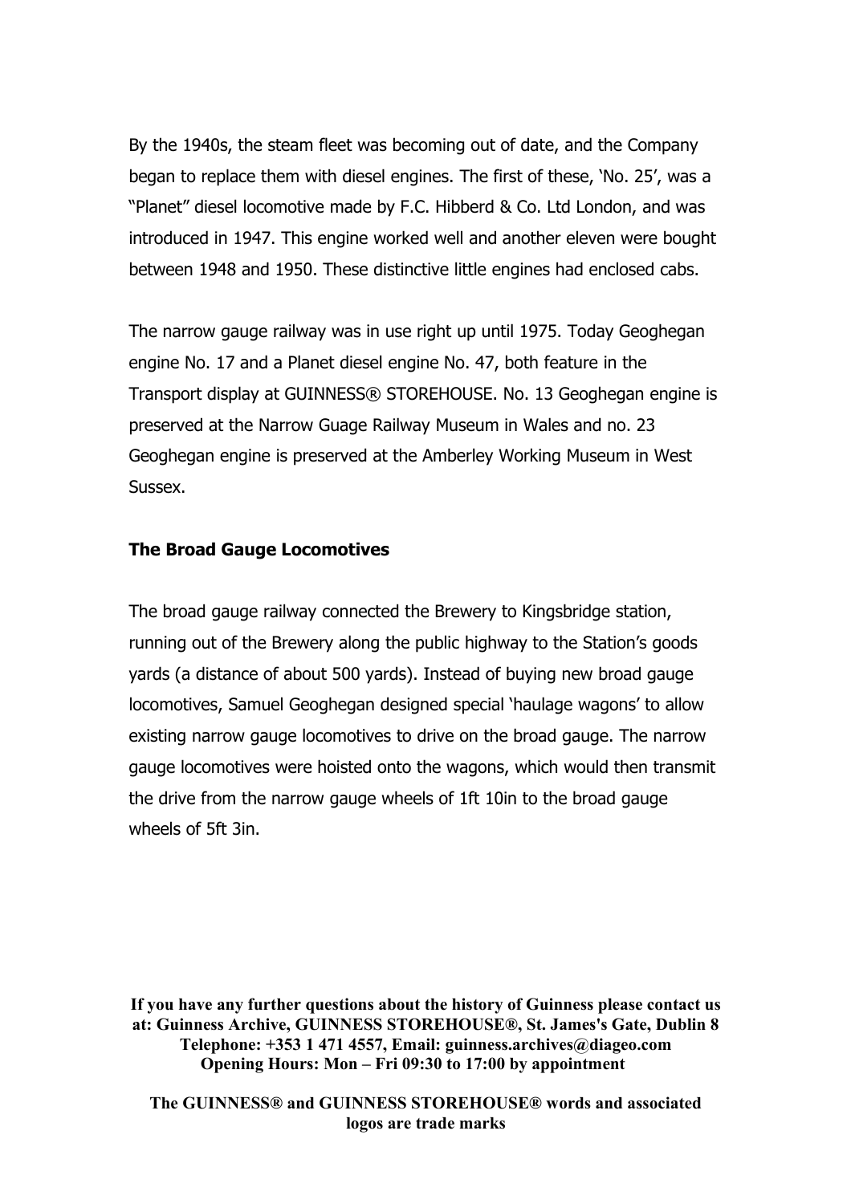By the 1940s, the steam fleet was becoming out of date, and the Company began to replace them with diesel engines. The first of these, 'No. 25', was a "Planet" diesel locomotive made by F.C. Hibberd & Co. Ltd London, and was introduced in 1947. This engine worked well and another eleven were bought between 1948 and 1950. These distinctive little engines had enclosed cabs.

The narrow gauge railway was in use right up until 1975. Today Geoghegan engine No. 17 and a Planet diesel engine No. 47, both feature in the Transport display at GUINNESS® STOREHOUSE. No. 13 Geoghegan engine is preserved at the Narrow Guage Railway Museum in Wales and no. 23 Geoghegan engine is preserved at the Amberley Working Museum in West Sussex.

**The Broad Gauge Locomotives**

The broad gauge railway connected the Brewery to Kingsbridge station, running out of the Brewery along the public highway to the Station's goods yards (a distance of about 500 yards). Instead of buying new broad gauge locomotives, Samuel Geoghegan designed special 'haulage wagons' to allow existing narrow gauge locomotives to drive on the broad gauge. The narrow gauge locomotives were hoisted onto the wagons, which would then transmit the drive from the narrow gauge wheels of 1ft 10in to the broad gauge wheels of 5ft 3in.

**If you have any further questions about the history of Guinness please contact us at: Guinness Archive, GUINNESS STOREHOUSE®, St. James's Gate, Dublin 8 Telephone: +353 1 471 4557, Email: guinness.archives@diageo.com Opening Hours: Mon – Fri 09:30 to 17:00 by appointment**

**The GUINNESS® and GUINNESS STOREHOUSE® words and associated logos are trade marks**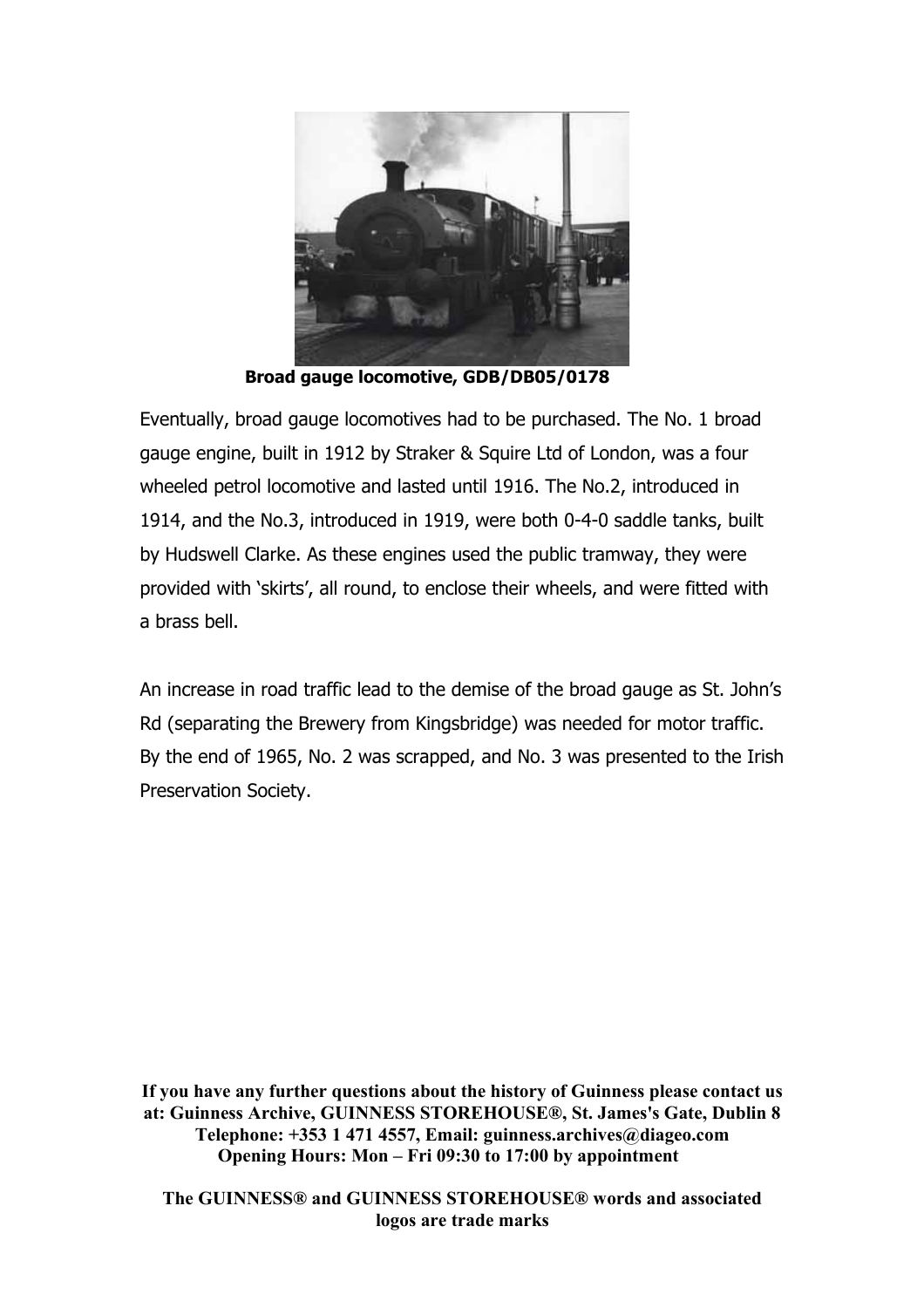**Broad gauge locomotive, GDB/DB05/0178**

Eventually, broad gauge locomotives had to be purchased. The No. 1 broad gauge engine, built in 1912 by Straker & Squire Ltd of London, was a four wheeled petrol locomotive and lasted until 1916. The No.2, introduced in 1914, and the No.3, introduced in 1919, were both 0-4-0 saddle tanks, built by Hudswell Clarke. As these engines used the public tramway, they were provided with 'skirts', all round, to enclose their wheels, and were fitted with a brass bell.

An increase in road traffic lead to the demise of the broad gauge as St. John's Rd (separating the Brewery from Kingsbridge) was needed for motor traffic. By the end of 1965, No. 2 was scrapped, and No. 3 was presented to the Irish Preservation Society.

**If you have any further questions about the history of Guinness please contact us at: Guinness Archive, GUINNESS STOREHOUSE®, St. James's Gate, Dublin 8 Telephone: +353 1 471 4557, Email: guinness.archives@diageo.com Opening Hours: Mon – Fri 09:30 to 17:00 by appointment**

**The GUINNESS® and GUINNESS STOREHOUSE® words and associated logos are trade marks**